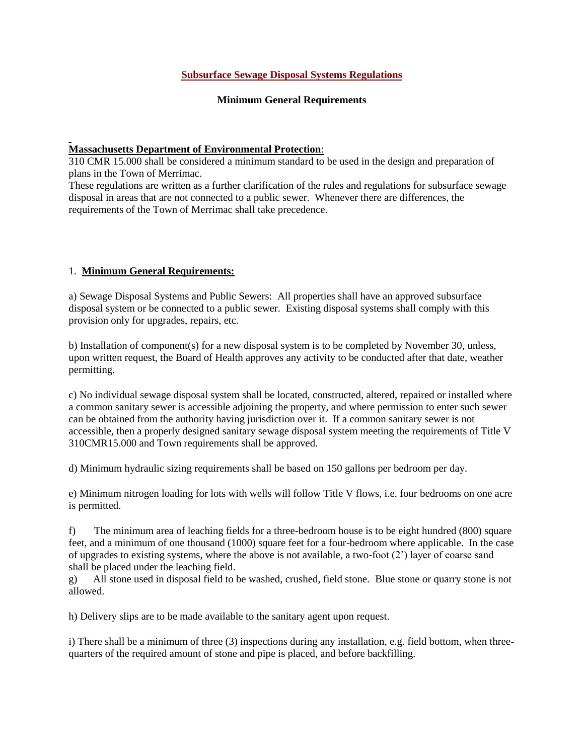# Subsurface Sewage Disposal Systems Regulations

## Minimum General Requirements

**Massachusetts Department of Environmental Protection**:
310 CMR 15.000 shall be considered a minimum standard to be used in the design and preparation of plans in the Town of Merrimac.
These regulations are written as a further clarification of the rules and regulations for subsurface sewage disposal in areas that are not connected to a public sewer. Whenever there are differences, the requirements of the Town of Merrimac shall take precedence.

### 1. **Minimum General Requirements:**

a) Sewage Disposal Systems and Public Sewers: All properties shall have an approved subsurface disposal system or be connected to a public sewer. Existing disposal systems shall comply with this provision only for upgrades, repairs, etc.

b) Installation of component(s) for a new disposal system is to be completed by November 30, unless, upon written request, the Board of Health approves any activity to be conducted after that date, weather permitting.

c) No individual sewage disposal system shall be located, constructed, altered, repaired or installed where a common sanitary sewer is accessible adjoining the property, and where permission to enter such sewer can be obtained from the authority having jurisdiction over it. If a common sanitary sewer is not accessible, then a properly designed sanitary sewage disposal system meeting the requirements of Title V 310CMR15.000 and Town requirements shall be approved.

d) Minimum hydraulic sizing requirements shall be based on 150 gallons per bedroom per day.

e) Minimum nitrogen loading for lots with wells will follow Title V flows, i.e. four bedrooms on one acre is permitted.

f) The minimum area of leaching fields for a three-bedroom house is to be eight hundred (800) square feet, and a minimum of one thousand (1000) square feet for a four-bedroom where applicable. In the case of upgrades to existing systems, where the above is not available, a two-foot (2') layer of coarse sand shall be placed under the leaching field.

g) All stone used in disposal field to be washed, crushed, field stone. Blue stone or quarry stone is not allowed.

h) Delivery slips are to be made available to the sanitary agent upon request.

i) There shall be a minimum of three (3) inspections during any installation, e.g. field bottom, when three-quarters of the required amount of stone and pipe is placed, and before backfilling.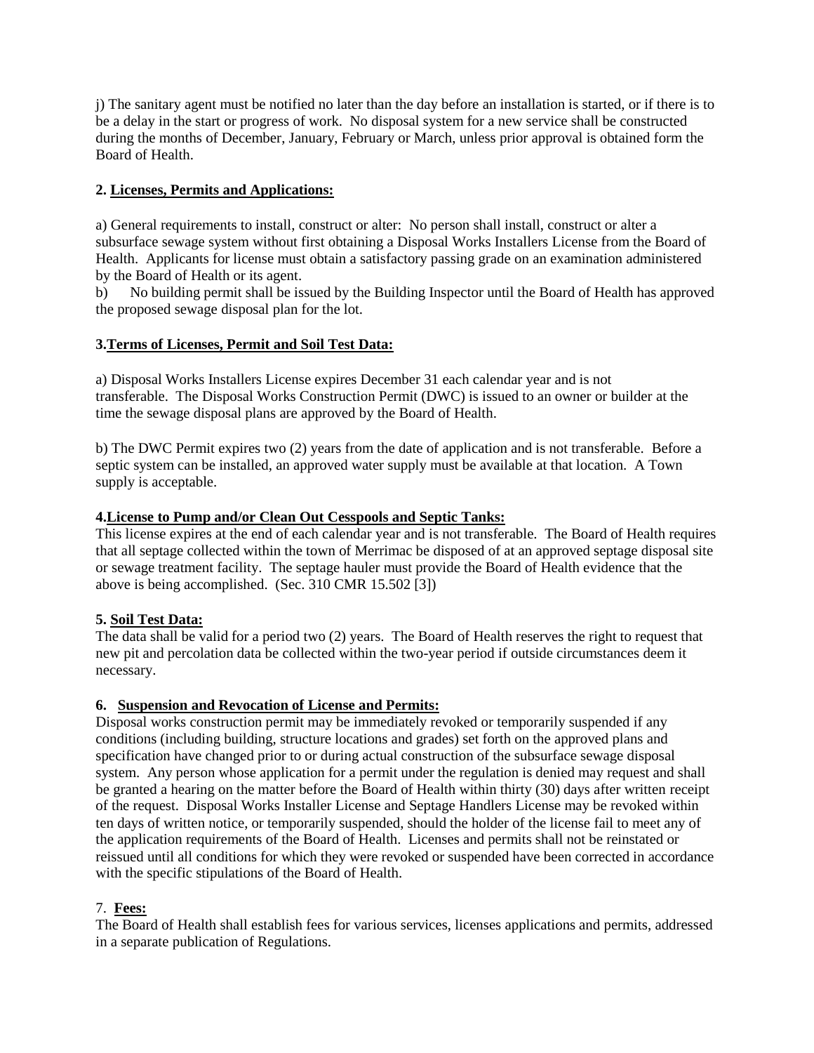j) The sanitary agent must be notified no later than the day before an installation is started, or if there is to be a delay in the start or progress of work. No disposal system for a new service shall be constructed during the months of December, January, February or March, unless prior approval is obtained form the Board of Health.

**2. Licenses, Permits and Applications:**

a) General requirements to install, construct or alter: No person shall install, construct or alter a subsurface sewage system without first obtaining a Disposal Works Installers License from the Board of Health. Applicants for license must obtain a satisfactory passing grade on an examination administered by the Board of Health or its agent.

b) No building permit shall be issued by the Building Inspector until the Board of Health has approved the proposed sewage disposal plan for the lot.

**3.Terms of Licenses, Permit and Soil Test Data:**

a) Disposal Works Installers License expires December 31 each calendar year and is not transferable. The Disposal Works Construction Permit (DWC) is issued to an owner or builder at the time the sewage disposal plans are approved by the Board of Health.

b) The DWC Permit expires two (2) years from the date of application and is not transferable. Before a septic system can be installed, an approved water supply must be available at that location. A Town supply is acceptable.

**4.License to Pump and/or Clean Out Cesspools and Septic Tanks:**

This license expires at the end of each calendar year and is not transferable. The Board of Health requires that all septage collected within the town of Merrimac be disposed of at an approved septage disposal site or sewage treatment facility. The septage hauler must provide the Board of Health evidence that the above is being accomplished. (Sec. 310 CMR 15.502 [3])

**5. Soil Test Data:**

The data shall be valid for a period two (2) years. The Board of Health reserves the right to request that new pit and percolation data be collected within the two-year period if outside circumstances deem it necessary.

**6. Suspension and Revocation of License and Permits:**

Disposal works construction permit may be immediately revoked or temporarily suspended if any conditions (including building, structure locations and grades) set forth on the approved plans and specification have changed prior to or during actual construction of the subsurface sewage disposal system. Any person whose application for a permit under the regulation is denied may request and shall be granted a hearing on the matter before the Board of Health within thirty (30) days after written receipt of the request. Disposal Works Installer License and Septage Handlers License may be revoked within ten days of written notice, or temporarily suspended, should the holder of the license fail to meet any of the application requirements of the Board of Health. Licenses and permits shall not be reinstated or reissued until all conditions for which they were revoked or suspended have been corrected in accordance with the specific stipulations of the Board of Health.

7. **Fees:**

The Board of Health shall establish fees for various services, licenses applications and permits, addressed in a separate publication of Regulations.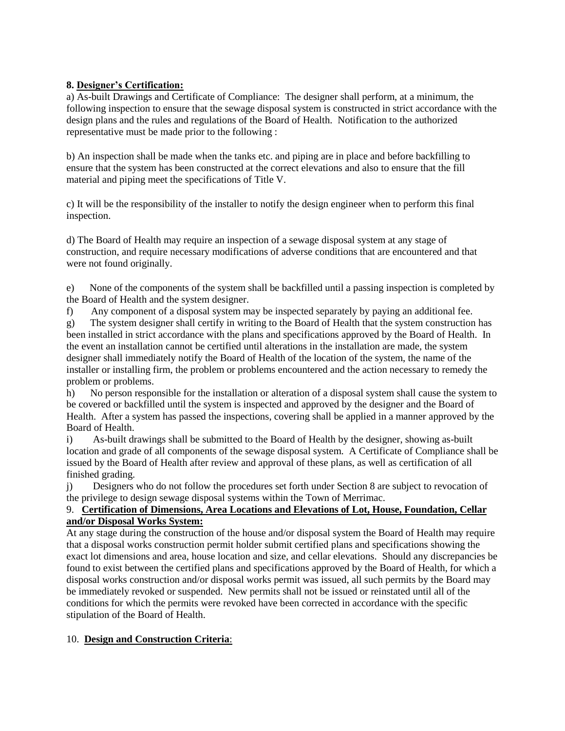**8. Designer's Certification:**

a) As-built Drawings and Certificate of Compliance: The designer shall perform, at a minimum, the following inspection to ensure that the sewage disposal system is constructed in strict accordance with the design plans and the rules and regulations of the Board of Health. Notification to the authorized representative must be made prior to the following :

b) An inspection shall be made when the tanks etc. and piping are in place and before backfilling to ensure that the system has been constructed at the correct elevations and also to ensure that the fill material and piping meet the specifications of Title V.

c) It will be the responsibility of the installer to notify the design engineer when to perform this final inspection.

d) The Board of Health may require an inspection of a sewage disposal system at any stage of construction, and require necessary modifications of adverse conditions that are encountered and that were not found originally.

e) None of the components of the system shall be backfilled until a passing inspection is completed by the Board of Health and the system designer.

f) Any component of a disposal system may be inspected separately by paying an additional fee.

g) The system designer shall certify in writing to the Board of Health that the system construction has been installed in strict accordance with the plans and specifications approved by the Board of Health. In the event an installation cannot be certified until alterations in the installation are made, the system designer shall immediately notify the Board of Health of the location of the system, the name of the installer or installing firm, the problem or problems encountered and the action necessary to remedy the problem or problems.

h) No person responsible for the installation or alteration of a disposal system shall cause the system to be covered or backfilled until the system is inspected and approved by the designer and the Board of Health. After a system has passed the inspections, covering shall be applied in a manner approved by the Board of Health.

i) As-built drawings shall be submitted to the Board of Health by the designer, showing as-built location and grade of all components of the sewage disposal system. A Certificate of Compliance shall be issued by the Board of Health after review and approval of these plans, as well as certification of all finished grading.

j) Designers who do not follow the procedures set forth under Section 8 are subject to revocation of the privilege to design sewage disposal systems within the Town of Merrimac.

9. **Certification of Dimensions, Area Locations and Elevations of Lot, House, Foundation, Cellar and/or Disposal Works System:**

At any stage during the construction of the house and/or disposal system the Board of Health may require that a disposal works construction permit holder submit certified plans and specifications showing the exact lot dimensions and area, house location and size, and cellar elevations. Should any discrepancies be found to exist between the certified plans and specifications approved by the Board of Health, for which a disposal works construction and/or disposal works permit was issued, all such permits by the Board may be immediately revoked or suspended. New permits shall not be issued or reinstated until all of the conditions for which the permits were revoked have been corrected in accordance with the specific stipulation of the Board of Health.

10. **Design and Construction Criteria**: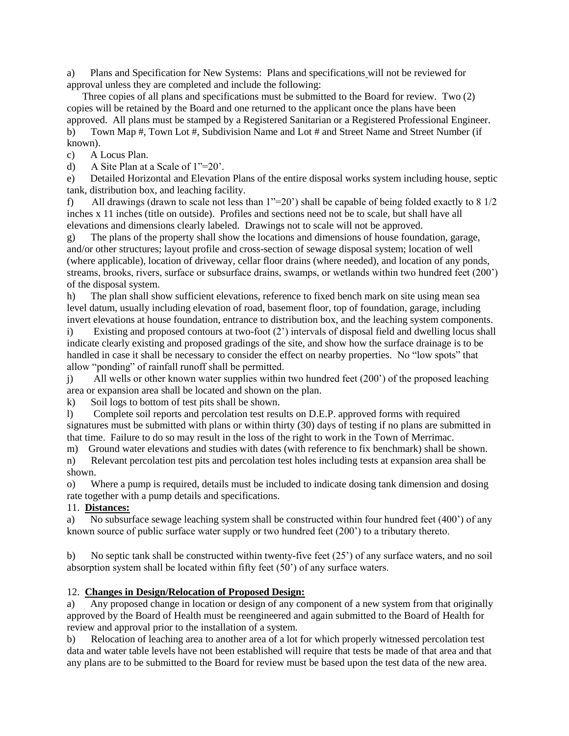a) Plans and Specification for New Systems: Plans and specifications will not be reviewed for approval unless they are completed and include the following:

Three copies of all plans and specifications must be submitted to the Board for review. Two (2) copies will be retained by the Board and one returned to the applicant once the plans have been approved. All plans must be stamped by a Registered Sanitarian or a Registered Professional Engineer.

b) Town Map #, Town Lot #, Subdivision Name and Lot # and Street Name and Street Number (if known).

c) A Locus Plan.

d) A Site Plan at a Scale of 1"=20'.

e) Detailed Horizontal and Elevation Plans of the entire disposal works system including house, septic tank, distribution box, and leaching facility.

f) All drawings (drawn to scale not less than 1"=20') shall be capable of being folded exactly to 8 1/2 inches x 11 inches (title on outside). Profiles and sections need not be to scale, but shall have all elevations and dimensions clearly labeled. Drawings not to scale will not be approved.

g) The plans of the property shall show the locations and dimensions of house foundation, garage, and/or other structures; layout profile and cross-section of sewage disposal system; location of well (where applicable), location of driveway, cellar floor drains (where needed), and location of any ponds, streams, brooks, rivers, surface or subsurface drains, swamps, or wetlands within two hundred feet (200') of the disposal system.

h) The plan shall show sufficient elevations, reference to fixed bench mark on site using mean sea level datum, usually including elevation of road, basement floor, top of foundation, garage, including invert elevations at house foundation, entrance to distribution box, and the leaching system components.

i) Existing and proposed contours at two-foot (2') intervals of disposal field and dwelling locus shall indicate clearly existing and proposed gradings of the site, and show how the surface drainage is to be handled in case it shall be necessary to consider the effect on nearby properties. No "low spots" that allow "ponding" of rainfall runoff shall be permitted.

j) All wells or other known water supplies within two hundred feet (200') of the proposed leaching area or expansion area shall be located and shown on the plan.

k) Soil logs to bottom of test pits shall be shown.

l) Complete soil reports and percolation test results on D.E.P. approved forms with required signatures must be submitted with plans or within thirty (30) days of testing if no plans are submitted in that time. Failure to do so may result in the loss of the right to work in the Town of Merrimac.

m) Ground water elevations and studies with dates (with reference to fix benchmark) shall be shown.

n) Relevant percolation test pits and percolation test holes including tests at expansion area shall be shown.

o) Where a pump is required, details must be included to indicate dosing tank dimension and dosing rate together with a pump details and specifications.

11. **Distances:**

a) No subsurface sewage leaching system shall be constructed within four hundred feet (400') of any known source of public surface water supply or two hundred feet (200') to a tributary thereto.

b) No septic tank shall be constructed within twenty-five feet (25') of any surface waters, and no soil absorption system shall be located within fifty feet (50') of any surface waters.

12. **Changes in Design/Relocation of Proposed Design:**

a) Any proposed change in location or design of any component of a new system from that originally approved by the Board of Health must be reengineered and again submitted to the Board of Health for review and approval prior to the installation of a system.

b) Relocation of leaching area to another area of a lot for which properly witnessed percolation test data and water table levels have not been established will require that tests be made of that area and that any plans are to be submitted to the Board for review must be based upon the test data of the new area.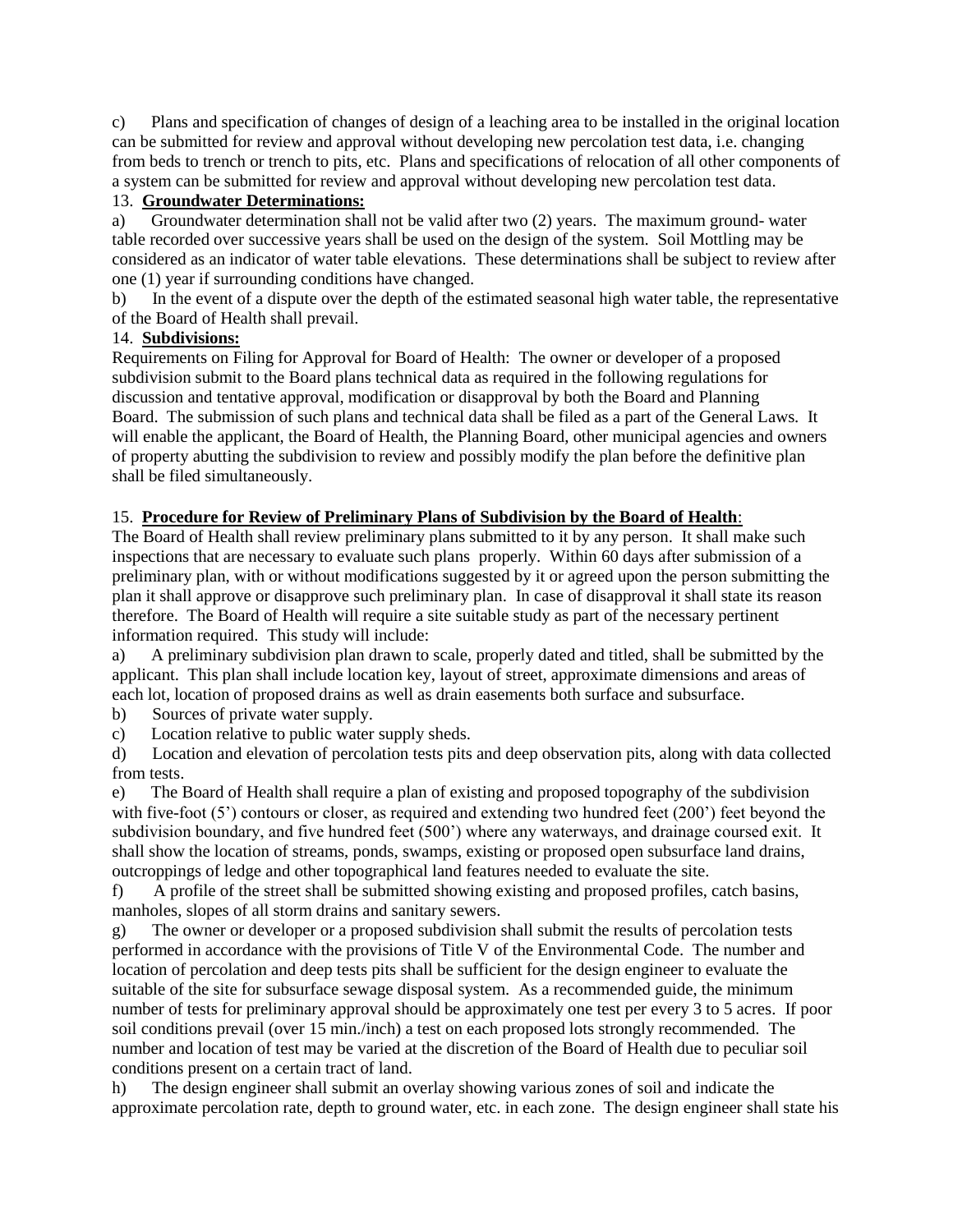c) Plans and specification of changes of design of a leaching area to be installed in the original location can be submitted for review and approval without developing new percolation test data, i.e. changing from beds to trench or trench to pits, etc. Plans and specifications of relocation of all other components of a system can be submitted for review and approval without developing new percolation test data.

13. **Groundwater Determinations:**

a) Groundwater determination shall not be valid after two (2) years. The maximum ground- water table recorded over successive years shall be used on the design of the system. Soil Mottling may be considered as an indicator of water table elevations. These determinations shall be subject to review after one (1) year if surrounding conditions have changed.

b) In the event of a dispute over the depth of the estimated seasonal high water table, the representative of the Board of Health shall prevail.

14. **Subdivisions:**

Requirements on Filing for Approval for Board of Health: The owner or developer of a proposed subdivision submit to the Board plans technical data as required in the following regulations for discussion and tentative approval, modification or disapproval by both the Board and Planning Board. The submission of such plans and technical data shall be filed as a part of the General Laws. It will enable the applicant, the Board of Health, the Planning Board, other municipal agencies and owners of property abutting the subdivision to review and possibly modify the plan before the definitive plan shall be filed simultaneously.

15. **Procedure for Review of Preliminary Plans of Subdivision by the Board of Health**:

The Board of Health shall review preliminary plans submitted to it by any person. It shall make such inspections that are necessary to evaluate such plans properly. Within 60 days after submission of a preliminary plan, with or without modifications suggested by it or agreed upon the person submitting the plan it shall approve or disapprove such preliminary plan. In case of disapproval it shall state its reason therefore. The Board of Health will require a site suitable study as part of the necessary pertinent information required. This study will include:

a) A preliminary subdivision plan drawn to scale, properly dated and titled, shall be submitted by the applicant. This plan shall include location key, layout of street, approximate dimensions and areas of each lot, location of proposed drains as well as drain easements both surface and subsurface.

b) Sources of private water supply.

c) Location relative to public water supply sheds.

d) Location and elevation of percolation tests pits and deep observation pits, along with data collected from tests.

e) The Board of Health shall require a plan of existing and proposed topography of the subdivision with five-foot (5') contours or closer, as required and extending two hundred feet (200') feet beyond the subdivision boundary, and five hundred feet (500') where any waterways, and drainage coursed exit. It shall show the location of streams, ponds, swamps, existing or proposed open subsurface land drains, outcroppings of ledge and other topographical land features needed to evaluate the site.

f) A profile of the street shall be submitted showing existing and proposed profiles, catch basins, manholes, slopes of all storm drains and sanitary sewers.

g) The owner or developer or a proposed subdivision shall submit the results of percolation tests performed in accordance with the provisions of Title V of the Environmental Code. The number and location of percolation and deep tests pits shall be sufficient for the design engineer to evaluate the suitable of the site for subsurface sewage disposal system. As a recommended guide, the minimum number of tests for preliminary approval should be approximately one test per every 3 to 5 acres. If poor soil conditions prevail (over 15 min./inch) a test on each proposed lots strongly recommended. The number and location of test may be varied at the discretion of the Board of Health due to peculiar soil conditions present on a certain tract of land.

h) The design engineer shall submit an overlay showing various zones of soil and indicate the approximate percolation rate, depth to ground water, etc. in each zone. The design engineer shall state his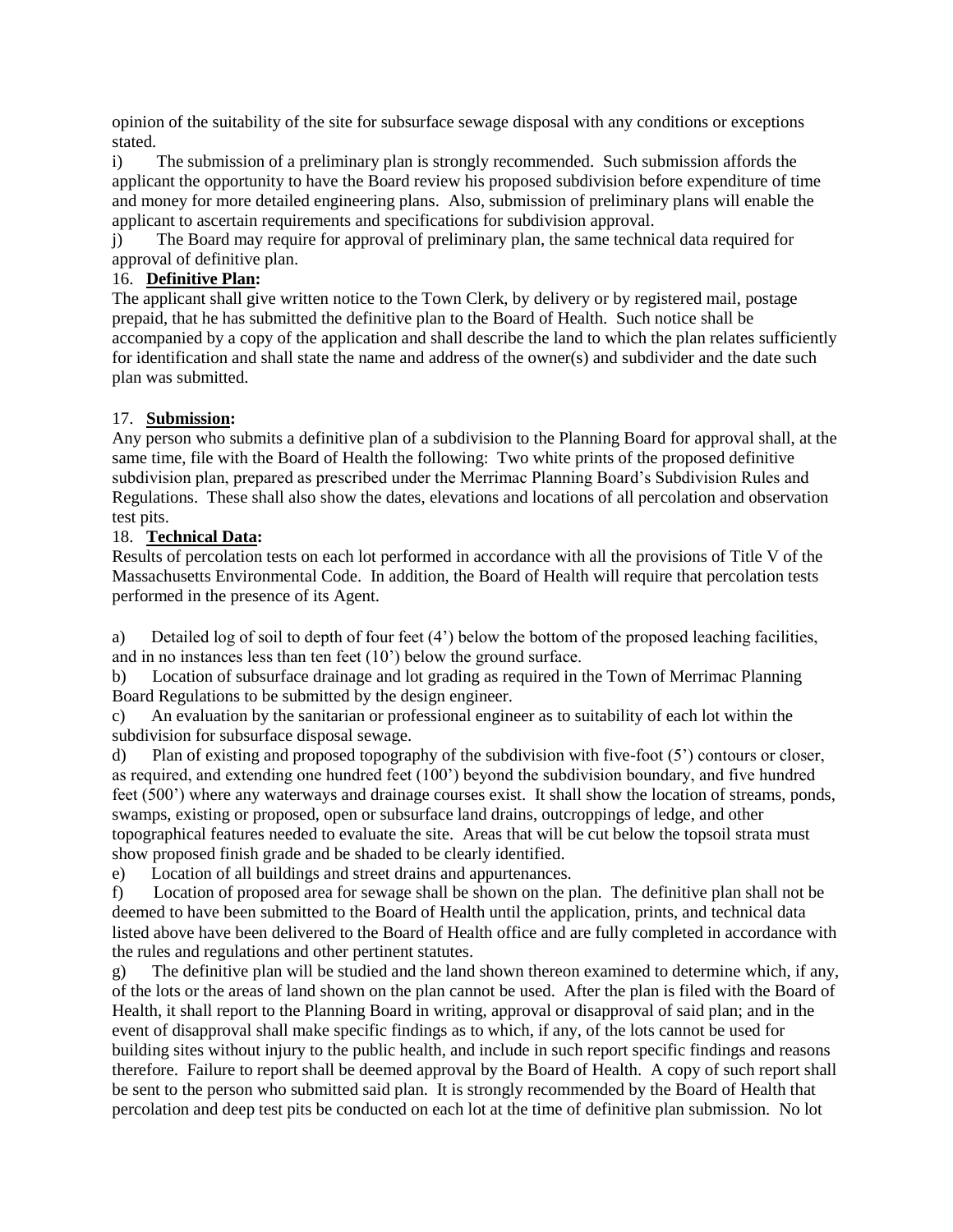opinion of the suitability of the site for subsurface sewage disposal with any conditions or exceptions stated.

i) The submission of a preliminary plan is strongly recommended. Such submission affords the applicant the opportunity to have the Board review his proposed subdivision before expenditure of time and money for more detailed engineering plans. Also, submission of preliminary plans will enable the applicant to ascertain requirements and specifications for subdivision approval.

j) The Board may require for approval of preliminary plan, the same technical data required for approval of definitive plan.

16. **Definitive Plan:**

The applicant shall give written notice to the Town Clerk, by delivery or by registered mail, postage prepaid, that he has submitted the definitive plan to the Board of Health. Such notice shall be accompanied by a copy of the application and shall describe the land to which the plan relates sufficiently for identification and shall state the name and address of the owner(s) and subdivider and the date such plan was submitted.

17. **Submission:**

Any person who submits a definitive plan of a subdivision to the Planning Board for approval shall, at the same time, file with the Board of Health the following: Two white prints of the proposed definitive subdivision plan, prepared as prescribed under the Merrimac Planning Board's Subdivision Rules and Regulations. These shall also show the dates, elevations and locations of all percolation and observation test pits.

18. **Technical Data:**

Results of percolation tests on each lot performed in accordance with all the provisions of Title V of the Massachusetts Environmental Code. In addition, the Board of Health will require that percolation tests performed in the presence of its Agent.

a) Detailed log of soil to depth of four feet (4') below the bottom of the proposed leaching facilities, and in no instances less than ten feet (10') below the ground surface.

b) Location of subsurface drainage and lot grading as required in the Town of Merrimac Planning Board Regulations to be submitted by the design engineer.

c) An evaluation by the sanitarian or professional engineer as to suitability of each lot within the subdivision for subsurface disposal sewage.

d) Plan of existing and proposed topography of the subdivision with five-foot (5') contours or closer, as required, and extending one hundred feet (100') beyond the subdivision boundary, and five hundred feet (500') where any waterways and drainage courses exist. It shall show the location of streams, ponds, swamps, existing or proposed, open or subsurface land drains, outcroppings of ledge, and other topographical features needed to evaluate the site. Areas that will be cut below the topsoil strata must show proposed finish grade and be shaded to be clearly identified.

e) Location of all buildings and street drains and appurtenances.

f) Location of proposed area for sewage shall be shown on the plan. The definitive plan shall not be deemed to have been submitted to the Board of Health until the application, prints, and technical data listed above have been delivered to the Board of Health office and are fully completed in accordance with the rules and regulations and other pertinent statutes.

g) The definitive plan will be studied and the land shown thereon examined to determine which, if any, of the lots or the areas of land shown on the plan cannot be used. After the plan is filed with the Board of Health, it shall report to the Planning Board in writing, approval or disapproval of said plan; and in the event of disapproval shall make specific findings as to which, if any, of the lots cannot be used for building sites without injury to the public health, and include in such report specific findings and reasons therefore. Failure to report shall be deemed approval by the Board of Health. A copy of such report shall be sent to the person who submitted said plan. It is strongly recommended by the Board of Health that percolation and deep test pits be conducted on each lot at the time of definitive plan submission. No lot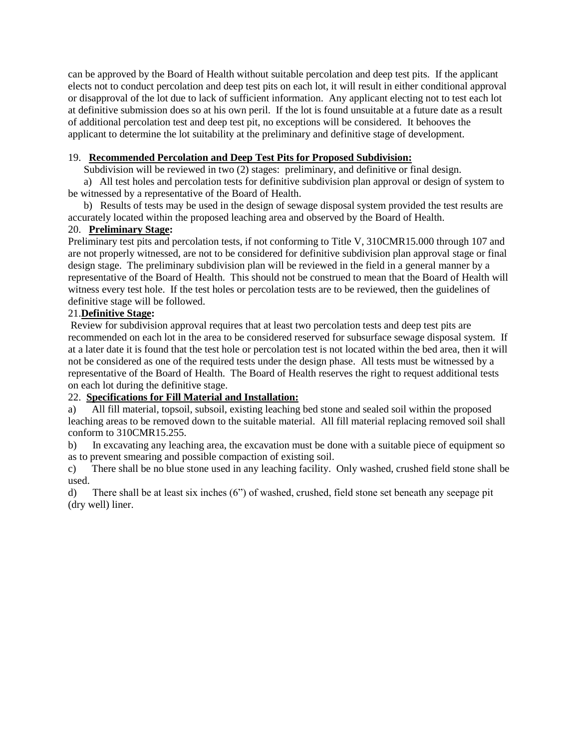can be approved by the Board of Health without suitable percolation and deep test pits. If the applicant elects not to conduct percolation and deep test pits on each lot, it will result in either conditional approval or disapproval of the lot due to lack of sufficient information. Any applicant electing not to test each lot at definitive submission does so at his own peril. If the lot is found unsuitable at a future date as a result of additional percolation test and deep test pit, no exceptions will be considered. It behooves the applicant to determine the lot suitability at the preliminary and definitive stage of development.

19. **Recommended Percolation and Deep Test Pits for Proposed Subdivision:**

Subdivision will be reviewed in two (2) stages: preliminary, and definitive or final design.

a) All test holes and percolation tests for definitive subdivision plan approval or design of system to be witnessed by a representative of the Board of Health.

b) Results of tests may be used in the design of sewage disposal system provided the test results are accurately located within the proposed leaching area and observed by the Board of Health.

20. **Preliminary Stage:**

Preliminary test pits and percolation tests, if not conforming to Title V, 310CMR15.000 through 107 and are not properly witnessed, are not to be considered for definitive subdivision plan approval stage or final design stage. The preliminary subdivision plan will be reviewed in the field in a general manner by a representative of the Board of Health. This should not be construed to mean that the Board of Health will witness every test hole. If the test holes or percolation tests are to be reviewed, then the guidelines of definitive stage will be followed.

21. **Definitive Stage:**

Review for subdivision approval requires that at least two percolation tests and deep test pits are recommended on each lot in the area to be considered reserved for subsurface sewage disposal system. If at a later date it is found that the test hole or percolation test is not located within the bed area, then it will not be considered as one of the required tests under the design phase. All tests must be witnessed by a representative of the Board of Health. The Board of Health reserves the right to request additional tests on each lot during the definitive stage.

22. **Specifications for Fill Material and Installation:**

a) All fill material, topsoil, subsoil, existing leaching bed stone and sealed soil within the proposed leaching areas to be removed down to the suitable material. All fill material replacing removed soil shall conform to 310CMR15.255.

b) In excavating any leaching area, the excavation must be done with a suitable piece of equipment so as to prevent smearing and possible compaction of existing soil.

c) There shall be no blue stone used in any leaching facility. Only washed, crushed field stone shall be used.

d) There shall be at least six inches (6") of washed, crushed, field stone set beneath any seepage pit (dry well) liner.